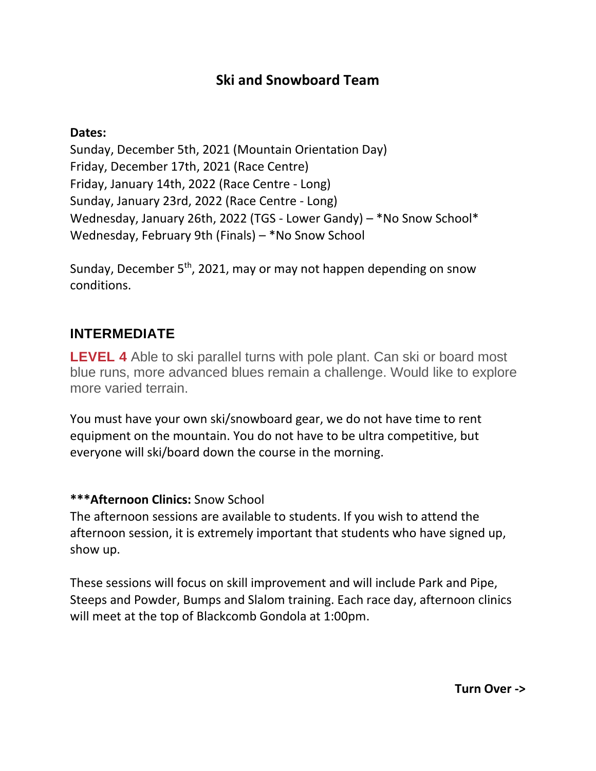# Ski and Snowboard Team

**Dates:**

Sunday, December 5th, 2021 (Mountain Orientation Day)
Friday, December 17th, 2021 (Race Centre)
Friday, January 14th, 2022 (Race Centre - Long)
Sunday, January 23rd, 2022 (Race Centre - Long)
Wednesday, January 26th, 2022 (TGS - Lower Gandy) – *No Snow School*
Wednesday, February 9th (Finals) – *No Snow School

Sunday, December 5th, 2021, may or may not happen depending on snow conditions.

## INTERMEDIATE

**LEVEL 4** Able to ski parallel turns with pole plant. Can ski or board most blue runs, more advanced blues remain a challenge. Would like to explore more varied terrain.

You must have your own ski/snowboard gear, we do not have time to rent equipment on the mountain. You do not have to be ultra competitive, but everyone will ski/board down the course in the morning.

**\*\*\*Afternoon Clinics:** Snow School

The afternoon sessions are available to students. If you wish to attend the afternoon session, it is extremely important that students who have signed up, show up.

These sessions will focus on skill improvement and will include Park and Pipe, Steeps and Powder, Bumps and Slalom training. Each race day, afternoon clinics will meet at the top of Blackcomb Gondola at 1:00pm.

**Turn Over ->**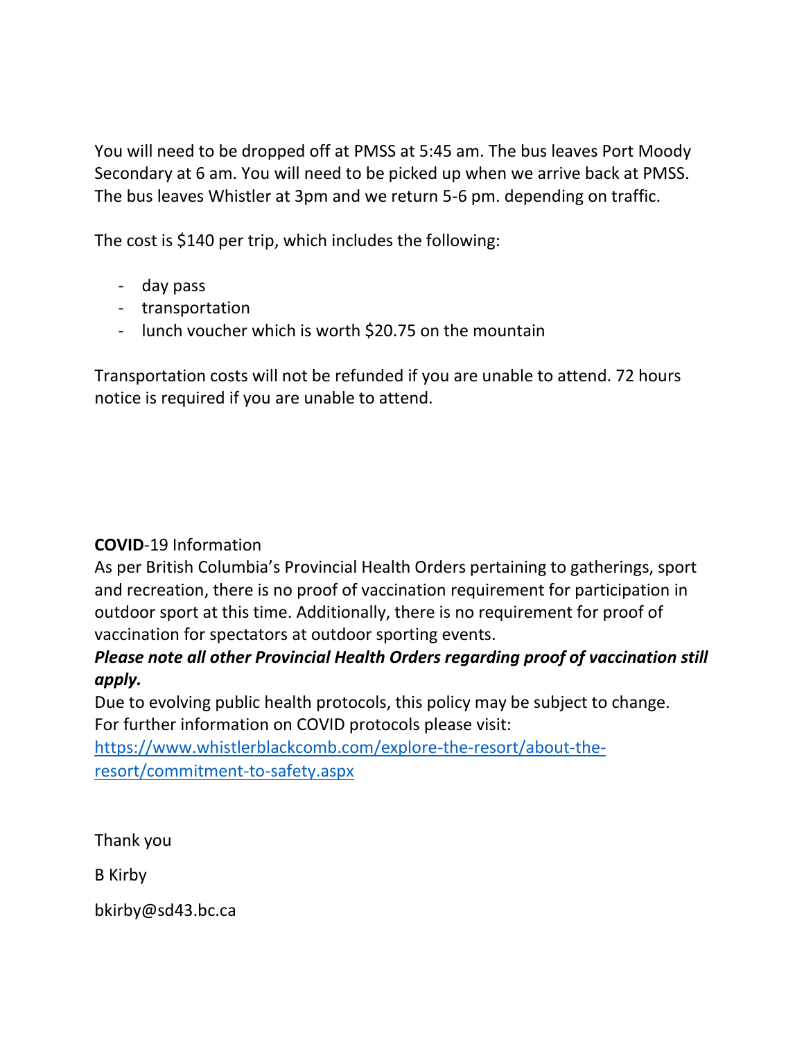You will need to be dropped off at PMSS at 5:45 am. The bus leaves Port Moody Secondary at 6 am. You will need to be picked up when we arrive back at PMSS. The bus leaves Whistler at 3pm and we return 5-6 pm. depending on traffic.

The cost is $140 per trip, which includes the following:

- day pass
- transportation
- lunch voucher which is worth $20.75 on the mountain

Transportation costs will not be refunded if you are unable to attend. 72 hours notice is required if you are unable to attend.

**COVID**-19 Information

As per British Columbia's Provincial Health Orders pertaining to gatherings, sport and recreation, there is no proof of vaccination requirement for participation in outdoor sport at this time. Additionally, there is no requirement for proof of vaccination for spectators at outdoor sporting events.

***Please note all other Provincial Health Orders regarding proof of vaccination still apply.***

Due to evolving public health protocols, this policy may be subject to change. For further information on COVID protocols please visit: [https://www.whistlerblackcomb.com/explore-the-resort/about-the-resort/commitment-to-safety.aspx](https://www.whistlerblackcomb.com/explore-the-resort/about-the-resort/commitment-to-safety.aspx)

Thank you

B Kirby

bkirby@sd43.bc.ca